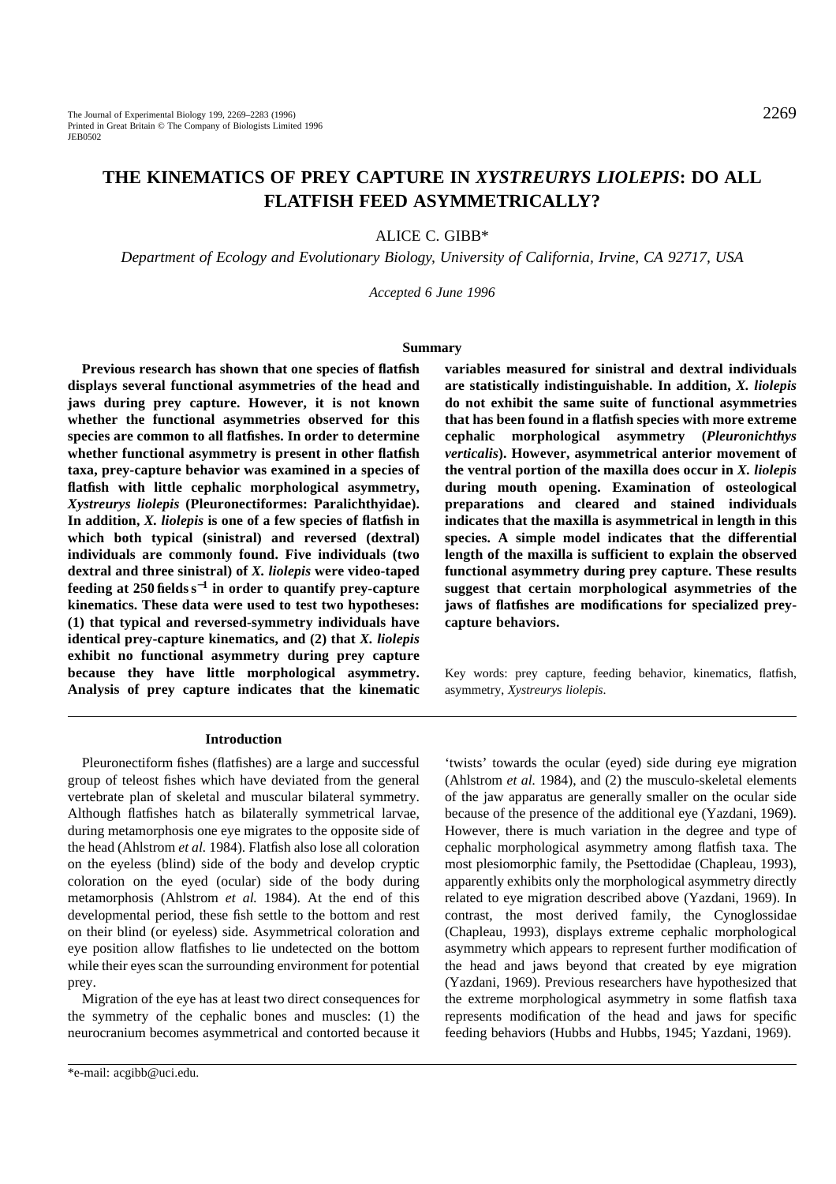# THE KINEMATICS OF PREY CAPTURE IN *XYSTREURYS LIOLEPIS*: DO ALL FLATFISH FEED ASYMMETRICALLY?

ALICE C. GIBB*

*Department of Ecology and Evolutionary Biology, University of California, Irvine, CA 92717, USA*

*Accepted 6 June 1996*

## Summary

**Previous research has shown that one species of flatfish displays several functional asymmetries of the head and jaws during prey capture. However, it is not known whether the functional asymmetries observed for this species are common to all flatfishes. In order to determine whether functional asymmetry is present in other flatfish taxa, prey-capture behavior was examined in a species of flatfish with little cephalic morphological asymmetry, *Xystreurys liolepis* (Pleuronectiformes: Paralichthyidae). In addition, *X. liolepis* is one of a few species of flatfish in which both typical (sinistral) and reversed (dextral) individuals are commonly found. Five individuals (two dextral and three sinistral) of *X. liolepis* were video-taped feeding at 250 fields $s^{-1}$ in order to quantify prey-capture kinematics. These data were used to test two hypotheses: (1) that typical and reversed-symmetry individuals have identical prey-capture kinematics, and (2) that *X. liolepis* exhibit no functional asymmetry during prey capture because they have little morphological asymmetry. Analysis of prey capture indicates that the kinematic variables measured for sinistral and dextral individuals are statistically indistinguishable. In addition, *X. liolepis* do not exhibit the same suite of functional asymmetries that has been found in a flatfish species with more extreme cephalic morphological asymmetry (*Pleuronichthys verticalis*). However, asymmetrical anterior movement of the ventral portion of the maxilla does occur in *X. liolepis* during mouth opening. Examination of osteological preparations and cleared and stained individuals indicates that the maxilla is asymmetrical in length in this species. A simple model indicates that the differential length of the maxilla is sufficient to explain the observed functional asymmetry during prey capture. These results suggest that certain morphological asymmetries of the jaws of flatfishes are modifications for specialized prey-capture behaviors.**

Key words: prey capture, feeding behavior, kinematics, flatfish, asymmetry, *Xystreurys liolepis*.

## Introduction

Pleuronectiform fishes (flatfishes) are a large and successful group of teleost fishes which have deviated from the general vertebrate plan of skeletal and muscular bilateral symmetry. Although flatfishes hatch as bilaterally symmetrical larvae, during metamorphosis one eye migrates to the opposite side of the head (Ahlstrom *et al.* 1984). Flatfish also lose all coloration on the eyeless (blind) side of the body and develop cryptic coloration on the eyed (ocular) side of the body during metamorphosis (Ahlstrom *et al.* 1984). At the end of this developmental period, these fish settle to the bottom and rest on their blind (or eyeless) side. Asymmetrical coloration and eye position allow flatfishes to lie undetected on the bottom while their eyes scan the surrounding environment for potential prey.

Migration of the eye has at least two direct consequences for the symmetry of the cephalic bones and muscles: (1) the neurocranium becomes asymmetrical and contorted because it 'twists' towards the ocular (eyed) side during eye migration (Ahlstrom *et al.* 1984), and (2) the musculo-skeletal elements of the jaw apparatus are generally smaller on the ocular side because of the presence of the additional eye (Yazdani, 1969). However, there is much variation in the degree and type of cephalic morphological asymmetry among flatfish taxa. The most plesiomorphic family, the Psettodidae (Chapleau, 1993), apparently exhibits only the morphological asymmetry directly related to eye migration described above (Yazdani, 1969). In contrast, the most derived family, the Cynoglossidae (Chapleau, 1993), displays extreme cephalic morphological asymmetry which appears to represent further modification of the head and jaws beyond that created by eye migration (Yazdani, 1969). Previous researchers have hypothesized that the extreme morphological asymmetry in some flatfish taxa represents modification of the head and jaws for specific feeding behaviors (Hubbs and Hubbs, 1945; Yazdani, 1969).

*e-mail: acgibb@uci.edu.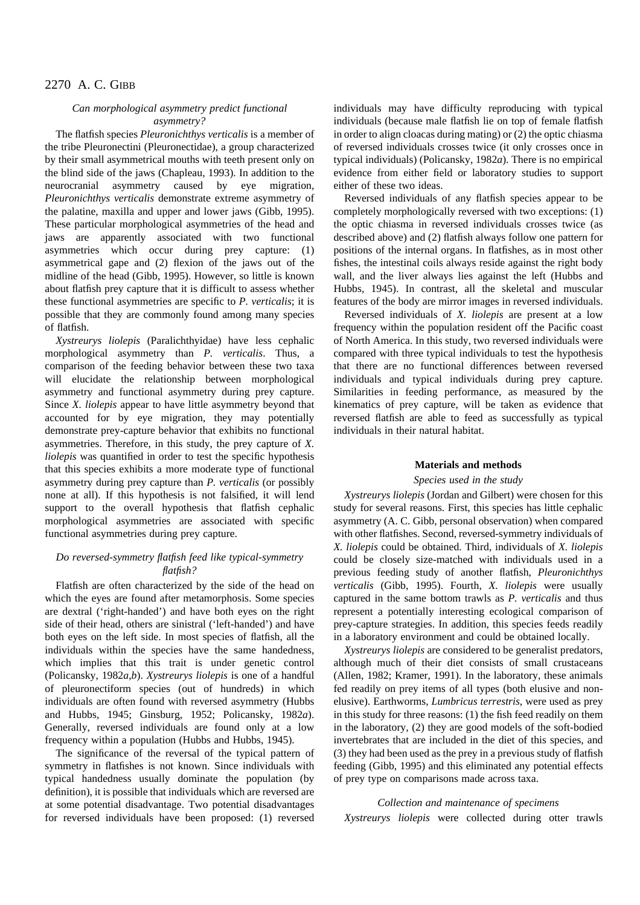### *Can morphological asymmetry predict functional asymmetry?*

The flatfish species *Pleuronichthys verticalis* is a member of the tribe Pleuronectini (Pleuronectidae), a group characterized by their small asymmetrical mouths with teeth present only on the blind side of the jaws (Chapleau, 1993). In addition to the neurocranial asymmetry caused by eye migration, *Pleuronichthys verticalis* demonstrate extreme asymmetry of the palatine, maxilla and upper and lower jaws (Gibb, 1995). These particular morphological asymmetries of the head and jaws are apparently associated with two functional asymmetries which occur during prey capture: (1) asymmetrical gape and (2) flexion of the jaws out of the midline of the head (Gibb, 1995). However, so little is known about flatfish prey capture that it is difficult to assess whether these functional asymmetries are specific to *P. verticalis*; it is possible that they are commonly found among many species of flatfish.

*Xystreurys liolepis* (Paralichthyidae) have less cephalic morphological asymmetry than *P. verticalis*. Thus, a comparison of the feeding behavior between these two taxa will elucidate the relationship between morphological asymmetry and functional asymmetry during prey capture. Since *X. liolepis* appear to have little asymmetry beyond that accounted for by eye migration, they may potentially demonstrate prey-capture behavior that exhibits no functional asymmetries. Therefore, in this study, the prey capture of *X. liolepis* was quantified in order to test the specific hypothesis that this species exhibits a more moderate type of functional asymmetry during prey capture than *P. verticalis* (or possibly none at all). If this hypothesis is not falsified, it will lend support to the overall hypothesis that flatfish cephalic morphological asymmetries are associated with specific functional asymmetries during prey capture.

### *Do reversed-symmetry flatfish feed like typical-symmetry flatfish?*

Flatfish are often characterized by the side of the head on which the eyes are found after metamorphosis. Some species are dextral ('right-handed') and have both eyes on the right side of their head, others are sinistral ('left-handed') and have both eyes on the left side. In most species of flatfish, all the individuals within the species have the same handedness, which implies that this trait is under genetic control (Policansky, 1982*a*,*b*). *Xystreurys liolepis* is one of a handful of pleuronectiform species (out of hundreds) in which individuals are often found with reversed asymmetry (Hubbs and Hubbs, 1945; Ginsburg, 1952; Policansky, 1982*a*). Generally, reversed individuals are found only at a low frequency within a population (Hubbs and Hubbs, 1945).

The significance of the reversal of the typical pattern of symmetry in flatfishes is not known. Since individuals with typical handedness usually dominate the population (by definition), it is possible that individuals which are reversed are at some potential disadvantage. Two potential disadvantages for reversed individuals have been proposed: (1) reversed individuals may have difficulty reproducing with typical individuals (because male flatfish lie on top of female flatfish in order to align cloacas during mating) or (2) the optic chiasma of reversed individuals crosses twice (it only crosses once in typical individuals) (Policansky, 1982*a*). There is no empirical evidence from either field or laboratory studies to support either of these two ideas.

Reversed individuals of any flatfish species appear to be completely morphologically reversed with two exceptions: (1) the optic chiasma in reversed individuals crosses twice (as described above) and (2) flatfish always follow one pattern for positions of the internal organs. In flatfishes, as in most other fishes, the intestinal coils always reside against the right body wall, and the liver always lies against the left (Hubbs and Hubbs, 1945). In contrast, all the skeletal and muscular features of the body are mirror images in reversed individuals.

Reversed individuals of *X. liolepis* are present at a low frequency within the population resident off the Pacific coast of North America. In this study, two reversed individuals were compared with three typical individuals to test the hypothesis that there are no functional differences between reversed individuals and typical individuals during prey capture. Similarities in feeding performance, as measured by the kinematics of prey capture, will be taken as evidence that reversed flatfish are able to feed as successfully as typical individuals in their natural habitat.

## Materials and methods

### *Species used in the study*

*Xystreurys liolepis* (Jordan and Gilbert) were chosen for this study for several reasons. First, this species has little cephalic asymmetry (A. C. Gibb, personal observation) when compared with other flatfishes. Second, reversed-symmetry individuals of *X. liolepis* could be obtained. Third, individuals of *X. liolepis* could be closely size-matched with individuals used in a previous feeding study of another flatfish, *Pleuronichthys verticalis* (Gibb, 1995). Fourth, *X. liolepis* were usually captured in the same bottom trawls as *P. verticalis* and thus represent a potentially interesting ecological comparison of prey-capture strategies. In addition, this species feeds readily in a laboratory environment and could be obtained locally.

*Xystreurys liolepis* are considered to be generalist predators, although much of their diet consists of small crustaceans (Allen, 1982; Kramer, 1991). In the laboratory, these animals fed readily on prey items of all types (both elusive and non-elusive). Earthworms, *Lumbricus terrestris*, were used as prey in this study for three reasons: (1) the fish feed readily on them in the laboratory, (2) they are good models of the soft-bodied invertebrates that are included in the diet of this species, and (3) they had been used as the prey in a previous study of flatfish feeding (Gibb, 1995) and this eliminated any potential effects of prey type on comparisons made across taxa.

### *Collection and maintenance of specimens*

*Xystreurys liolepis* were collected during otter trawls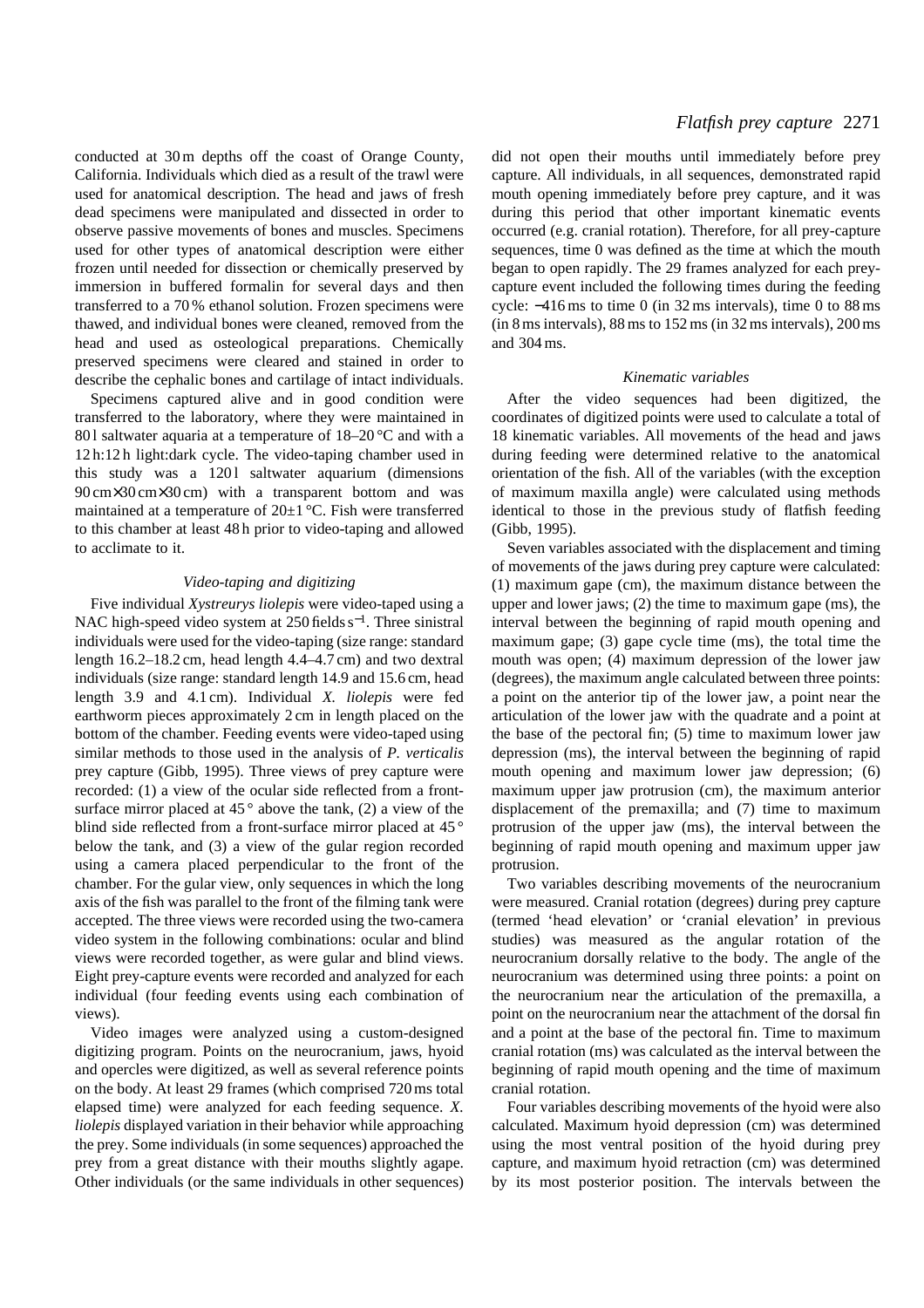conducted at 30 m depths off the coast of Orange County, California. Individuals which died as a result of the trawl were used for anatomical description. The head and jaws of fresh dead specimens were manipulated and dissected in order to observe passive movements of bones and muscles. Specimens used for other types of anatomical description were either frozen until needed for dissection or chemically preserved by immersion in buffered formalin for several days and then transferred to a 70 % ethanol solution. Frozen specimens were thawed, and individual bones were cleaned, removed from the head and used as osteological preparations. Chemically preserved specimens were cleared and stained in order to describe the cephalic bones and cartilage of intact individuals.

Specimens captured alive and in good condition were transferred to the laboratory, where they were maintained in 80 l saltwater aquaria at a temperature of 18–20 °C and with a 12 h:12 h light:dark cycle. The video-taping chamber used in this study was a 120 l saltwater aquarium (dimensions 90 cm×30 cm×30 cm) with a transparent bottom and was maintained at a temperature of 20±1 °C. Fish were transferred to this chamber at least 48 h prior to video-taping and allowed to acclimate to it.

### *Video-taping and digitizing*

Five individual *Xystreurys liolepis* were video-taped using a NAC high-speed video system at 250 fields $s^{-1}$. Three sinistral individuals were used for the video-taping (size range: standard length 16.2–18.2 cm, head length 4.4–4.7 cm) and two dextral individuals (size range: standard length 14.9 and 15.6 cm, head length 3.9 and 4.1 cm). Individual *X. liolepis* were fed earthworm pieces approximately 2 cm in length placed on the bottom of the chamber. Feeding events were video-taped using similar methods to those used in the analysis of *P. verticalis* prey capture (Gibb, 1995). Three views of prey capture were recorded: (1) a view of the ocular side reflected from a front-surface mirror placed at 45 ° above the tank, (2) a view of the blind side reflected from a front-surface mirror placed at 45 ° below the tank, and (3) a view of the gular region recorded using a camera placed perpendicular to the front of the chamber. For the gular view, only sequences in which the long axis of the fish was parallel to the front of the filming tank were accepted. The three views were recorded using the two-camera video system in the following combinations: ocular and blind views were recorded together, as were gular and blind views. Eight prey-capture events were recorded and analyzed for each individual (four feeding events using each combination of views).

Video images were analyzed using a custom-designed digitizing program. Points on the neurocranium, jaws, hyoid and opercles were digitized, as well as several reference points on the body. At least 29 frames (which comprised 720 ms total elapsed time) were analyzed for each feeding sequence. *X. liolepis* displayed variation in their behavior while approaching the prey. Some individuals (in some sequences) approached the prey from a great distance with their mouths slightly agape. Other individuals (or the same individuals in other sequences) did not open their mouths until immediately before prey capture. All individuals, in all sequences, demonstrated rapid mouth opening immediately before prey capture, and it was during this period that other important kinematic events occurred (e.g. cranial rotation). Therefore, for all prey-capture sequences, time 0 was defined as the time at which the mouth began to open rapidly. The 29 frames analyzed for each prey-capture event included the following times during the feeding cycle: −416 ms to time 0 (in 32 ms intervals), time 0 to 88 ms (in 8 ms intervals), 88 ms to 152 ms (in 32 ms intervals), 200 ms and 304 ms.

### *Kinematic variables*

After the video sequences had been digitized, the coordinates of digitized points were used to calculate a total of 18 kinematic variables. All movements of the head and jaws during feeding were determined relative to the anatomical orientation of the fish. All of the variables (with the exception of maximum maxilla angle) were calculated using methods identical to those in the previous study of flatfish feeding (Gibb, 1995).

Seven variables associated with the displacement and timing of movements of the jaws during prey capture were calculated: (1) maximum gape (cm), the maximum distance between the upper and lower jaws; (2) the time to maximum gape (ms), the interval between the beginning of rapid mouth opening and maximum gape; (3) gape cycle time (ms), the total time the mouth was open; (4) maximum depression of the lower jaw (degrees), the maximum angle calculated between three points: a point on the anterior tip of the lower jaw, a point near the articulation of the lower jaw with the quadrate and a point at the base of the pectoral fin; (5) time to maximum lower jaw depression (ms), the interval between the beginning of rapid mouth opening and maximum lower jaw depression; (6) maximum upper jaw protrusion (cm), the maximum anterior displacement of the premaxilla; and (7) time to maximum protrusion of the upper jaw (ms), the interval between the beginning of rapid mouth opening and maximum upper jaw protrusion.

Two variables describing movements of the neurocranium were measured. Cranial rotation (degrees) during prey capture (termed ‘head elevation’ or ‘cranial elevation’ in previous studies) was measured as the angular rotation of the neurocranium dorsally relative to the body. The angle of the neurocranium was determined using three points: a point on the neurocranium near the articulation of the premaxilla, a point on the neurocranium near the attachment of the dorsal fin and a point at the base of the pectoral fin. Time to maximum cranial rotation (ms) was calculated as the interval between the beginning of rapid mouth opening and the time of maximum cranial rotation.

Four variables describing movements of the hyoid were also calculated. Maximum hyoid depression (cm) was determined using the most ventral position of the hyoid during prey capture, and maximum hyoid retraction (cm) was determined by its most posterior position. The intervals between the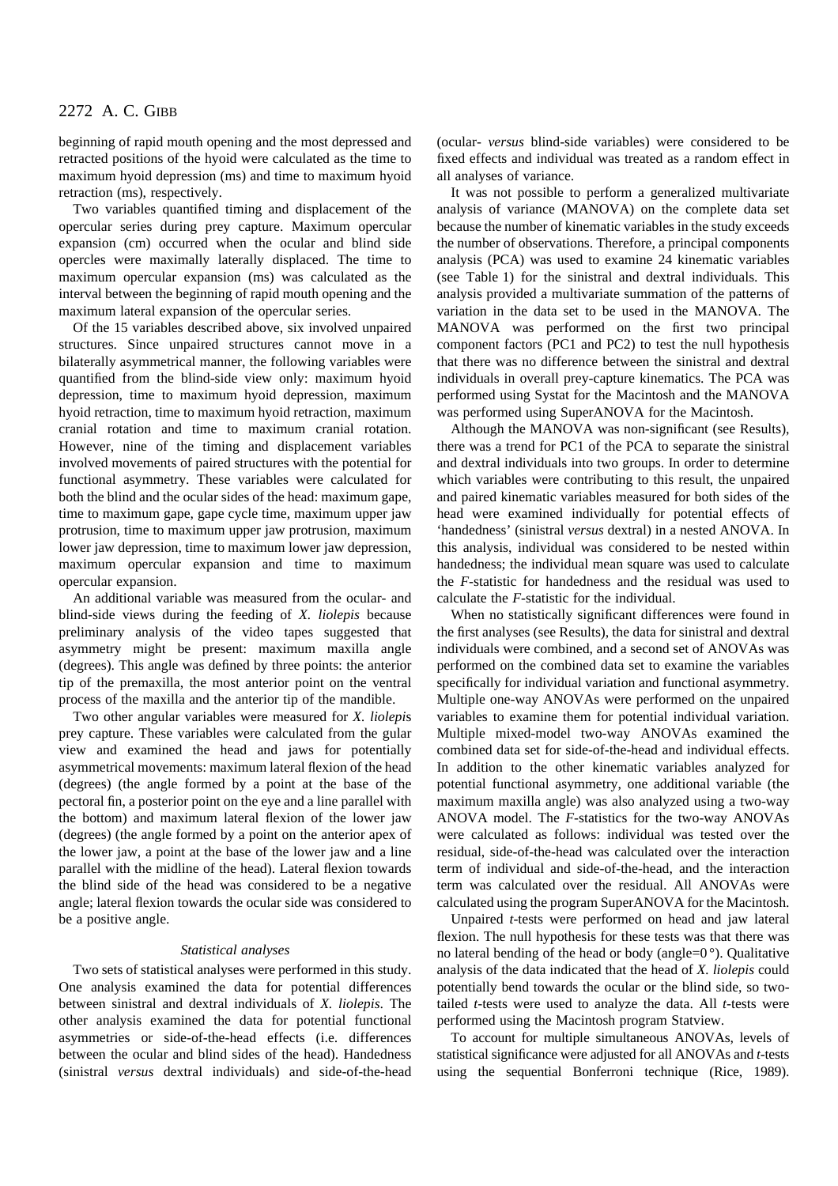beginning of rapid mouth opening and the most depressed and retracted positions of the hyoid were calculated as the time to maximum hyoid depression (ms) and time to maximum hyoid retraction (ms), respectively.

Two variables quantified timing and displacement of the opercular series during prey capture. Maximum opercular expansion (cm) occurred when the ocular and blind side opercles were maximally laterally displaced. The time to maximum opercular expansion (ms) was calculated as the interval between the beginning of rapid mouth opening and the maximum lateral expansion of the opercular series.

Of the 15 variables described above, six involved unpaired structures. Since unpaired structures cannot move in a bilaterally asymmetrical manner, the following variables were quantified from the blind-side view only: maximum hyoid depression, time to maximum hyoid depression, maximum hyoid retraction, time to maximum hyoid retraction, maximum cranial rotation and time to maximum cranial rotation. However, nine of the timing and displacement variables involved movements of paired structures with the potential for functional asymmetry. These variables were calculated for both the blind and the ocular sides of the head: maximum gape, time to maximum gape, gape cycle time, maximum upper jaw protrusion, time to maximum upper jaw protrusion, maximum lower jaw depression, time to maximum lower jaw depression, maximum opercular expansion and time to maximum opercular expansion.

An additional variable was measured from the ocular- and blind-side views during the feeding of *X. liolepis* because preliminary analysis of the video tapes suggested that asymmetry might be present: maximum maxilla angle (degrees). This angle was defined by three points: the anterior tip of the premaxilla, the most anterior point on the ventral process of the maxilla and the anterior tip of the mandible.

Two other angular variables were measured for *X. liolepis* prey capture. These variables were calculated from the gular view and examined the head and jaws for potentially asymmetrical movements: maximum lateral flexion of the head (degrees) (the angle formed by a point at the base of the pectoral fin, a posterior point on the eye and a line parallel with the bottom) and maximum lateral flexion of the lower jaw (degrees) (the angle formed by a point on the anterior apex of the lower jaw, a point at the base of the lower jaw and a line parallel with the midline of the head). Lateral flexion towards the blind side of the head was considered to be a negative angle; lateral flexion towards the ocular side was considered to be a positive angle.

### *Statistical analyses*

Two sets of statistical analyses were performed in this study. One analysis examined the data for potential differences between sinistral and dextral individuals of *X. liolepis*. The other analysis examined the data for potential functional asymmetries or side-of-the-head effects (i.e. differences between the ocular and blind sides of the head). Handedness (sinistral *versus* dextral individuals) and side-of-the-head (ocular- *versus* blind-side variables) were considered to be fixed effects and individual was treated as a random effect in all analyses of variance.

It was not possible to perform a generalized multivariate analysis of variance (MANOVA) on the complete data set because the number of kinematic variables in the study exceeds the number of observations. Therefore, a principal components analysis (PCA) was used to examine 24 kinematic variables (see Table 1) for the sinistral and dextral individuals. This analysis provided a multivariate summation of the patterns of variation in the data set to be used in the MANOVA. The MANOVA was performed on the first two principal component factors (PC1 and PC2) to test the null hypothesis that there was no difference between the sinistral and dextral individuals in overall prey-capture kinematics. The PCA was performed using Systat for the Macintosh and the MANOVA was performed using SuperANOVA for the Macintosh.

Although the MANOVA was non-significant (see Results), there was a trend for PC1 of the PCA to separate the sinistral and dextral individuals into two groups. In order to determine which variables were contributing to this result, the unpaired and paired kinematic variables measured for both sides of the head were examined individually for potential effects of 'handedness' (sinistral *versus* dextral) in a nested ANOVA. In this analysis, individual was considered to be nested within handedness; the individual mean square was used to calculate the *F*-statistic for handedness and the residual was used to calculate the *F*-statistic for the individual.

When no statistically significant differences were found in the first analyses (see Results), the data for sinistral and dextral individuals were combined, and a second set of ANOVAs was performed on the combined data set to examine the variables specifically for individual variation and functional asymmetry. Multiple one-way ANOVAs were performed on the unpaired variables to examine them for potential individual variation. Multiple mixed-model two-way ANOVAs examined the combined data set for side-of-the-head and individual effects. In addition to the other kinematic variables analyzed for potential functional asymmetry, one additional variable (the maximum maxilla angle) was also analyzed using a two-way ANOVA model. The *F*-statistics for the two-way ANOVAs were calculated as follows: individual was tested over the residual, side-of-the-head was calculated over the interaction term of individual and side-of-the-head, and the interaction term was calculated over the residual. All ANOVAs were calculated using the program SuperANOVA for the Macintosh.

Unpaired *t*-tests were performed on head and jaw lateral flexion. The null hypothesis for these tests was that there was no lateral bending of the head or body (angle=0°). Qualitative analysis of the data indicated that the head of *X. liolepis* could potentially bend towards the ocular or the blind side, so two-tailed *t*-tests were used to analyze the data. All *t*-tests were performed using the Macintosh program Statview.

To account for multiple simultaneous ANOVAs, levels of statistical significance were adjusted for all ANOVAs and *t*-tests using the sequential Bonferroni technique (Rice, 1989).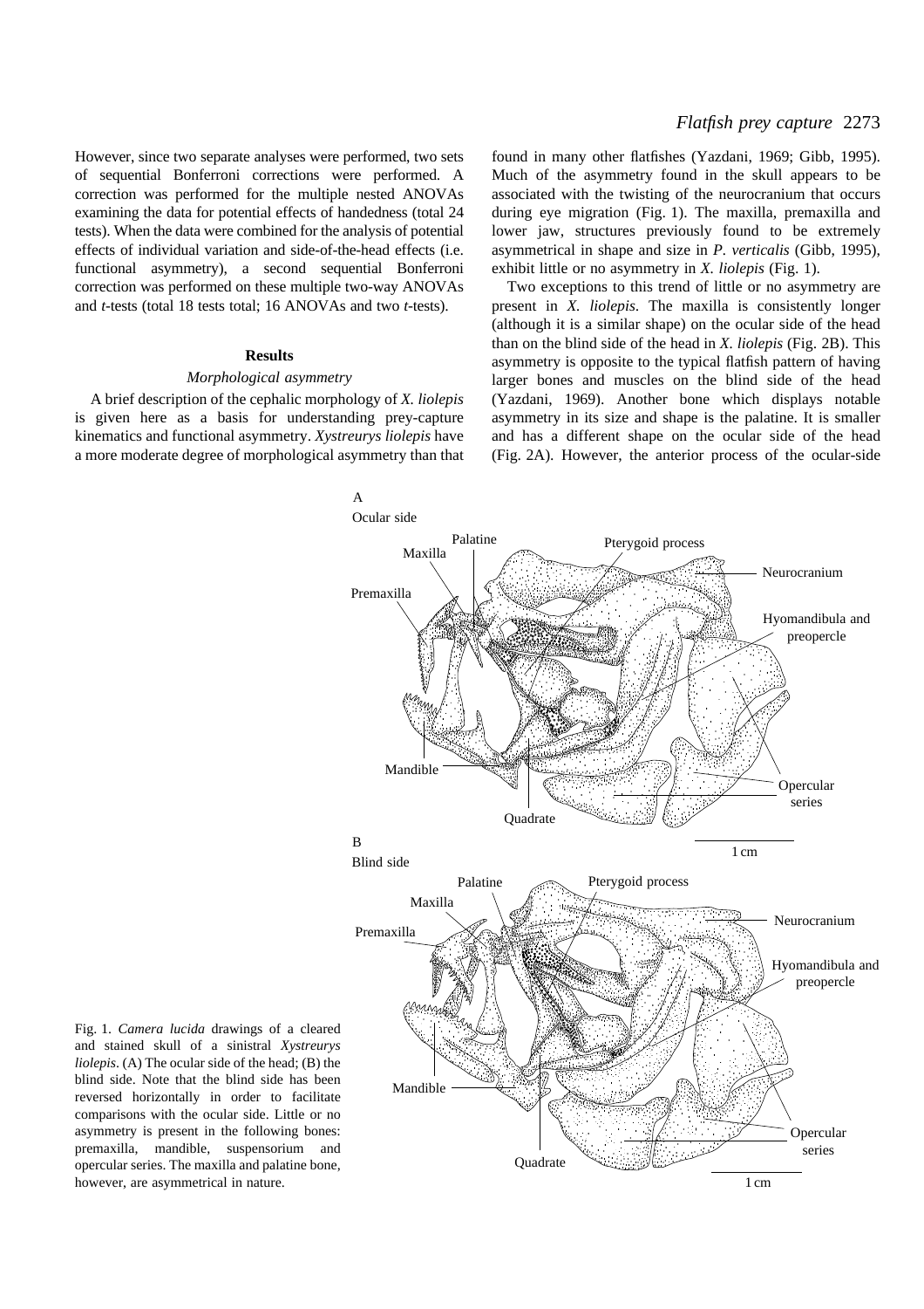However, since two separate analyses were performed, two sets of sequential Bonferroni corrections were performed. A correction was performed for the multiple nested ANOVAs examining the data for potential effects of handedness (total 24 tests). When the data were combined for the analysis of potential effects of individual variation and side-of-the-head effects (i.e. functional asymmetry), a second sequential Bonferroni correction was performed on these multiple two-way ANOVAs and *t*-tests (total 18 tests total; 16 ANOVAs and two *t*-tests).

## Results

### *Morphological asymmetry*

A brief description of the cephalic morphology of *X. liolepis* is given here as a basis for understanding prey-capture kinematics and functional asymmetry. *Xystreurys liolepis* have a more moderate degree of morphological asymmetry than that found in many other flatfishes (Yazdani, 1969; Gibb, 1995). Much of the asymmetry found in the skull appears to be associated with the twisting of the neurocranium that occurs during eye migration (Fig. 1). The maxilla, premaxilla and lower jaw, structures previously found to be extremely asymmetrical in shape and size in *P. verticalis* (Gibb, 1995), exhibit little or no asymmetry in *X. liolepis* (Fig. 1).

Two exceptions to this trend of little or no asymmetry are present in *X. liolepis*. The maxilla is consistently longer (although it is a similar shape) on the ocular side of the head than on the blind side of the head in *X. liolepis* (Fig. 2B). This asymmetry is opposite to the typical flatfish pattern of having larger bones and muscles on the blind side of the head (Yazdani, 1969). Another bone which displays notable asymmetry in its size and shape is the palatine. It is smaller and has a different shape on the ocular side of the head (Fig. 2A). However, the anterior process of the ocular-side

Fig. 1. *Camera lucida* drawings of a cleared and stained skull of a sinistral *Xystreurys liolepis*. (A) The ocular side of the head; (B) the blind side. Note that the blind side has been reversed horizontally in order to facilitate comparisons with the ocular side. Little or no asymmetry is present in the following bones: premaxilla, mandible, suspensorium and opercular series. The maxilla and palatine bone, however, are asymmetrical in nature.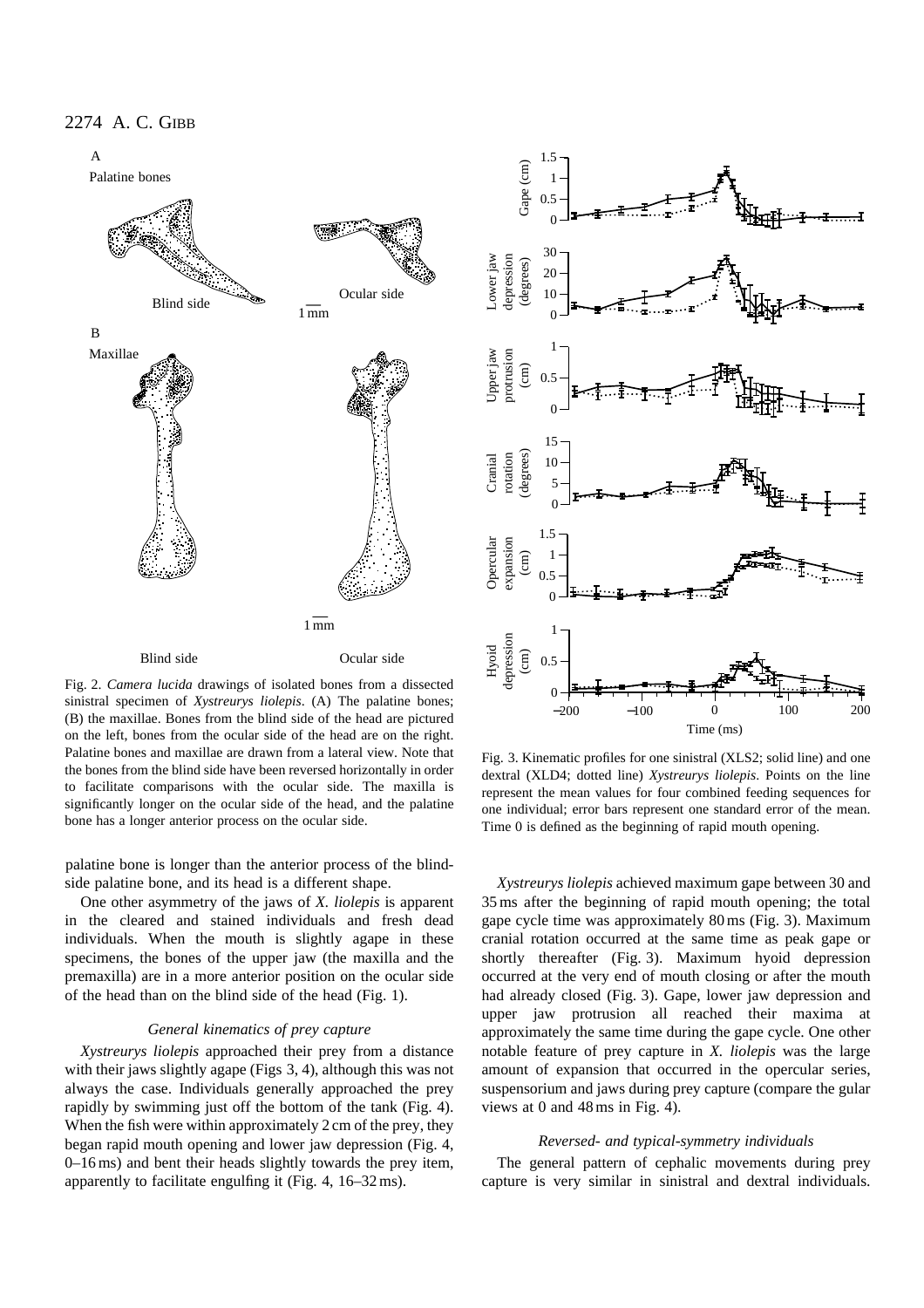Fig. 2. *Camera lucida* drawings of isolated bones from a dissected sinistral specimen of *Xystreurys liolepis*. (A) The palatine bones; (B) the maxillae. Bones from the blind side of the head are pictured on the left, bones from the ocular side of the head are on the right. Palatine bones and maxillae are drawn from a lateral view. Note that the bones from the blind side have been reversed horizontally in order to facilitate comparisons with the ocular side. The maxilla is significantly longer on the ocular side of the head, and the palatine bone has a longer anterior process on the ocular side.

Fig. 3. Kinematic profiles for one sinistral (XLS2; solid line) and one dextral (XLD4; dotted line) *Xystreurys liolepis*. Points on the line represent the mean values for four combined feeding sequences for one individual; error bars represent one standard error of the mean. Time 0 is defined as the beginning of rapid mouth opening.

palatine bone is longer than the anterior process of the blind-side palatine bone, and its head is a different shape.

One other asymmetry of the jaws of *X. liolepis* is apparent in the cleared and stained individuals and fresh dead individuals. When the mouth is slightly agape in these specimens, the bones of the upper jaw (the maxilla and the premaxilla) are in a more anterior position on the ocular side of the head than on the blind side of the head (Fig. 1).

### *General kinematics of prey capture*

*Xystreurys liolepis* approached their prey from a distance with their jaws slightly agape (Figs 3, 4), although this was not always the case. Individuals generally approached the prey rapidly by swimming just off the bottom of the tank (Fig. 4). When the fish were within approximately 2 cm of the prey, they began rapid mouth opening and lower jaw depression (Fig. 4, 0–16 ms) and bent their heads slightly towards the prey item, apparently to facilitate engulfing it (Fig. 4, 16–32 ms).

*Xystreurys liolepis* achieved maximum gape between 30 and 35 ms after the beginning of rapid mouth opening; the total gape cycle time was approximately 80 ms (Fig. 3). Maximum cranial rotation occurred at the same time as peak gape or shortly thereafter (Fig. 3). Maximum hyoid depression occurred at the very end of mouth closing or after the mouth had already closed (Fig. 3). Gape, lower jaw depression and upper jaw protrusion all reached their maxima at approximately the same time during the gape cycle. One other notable feature of prey capture in *X. liolepis* was the large amount of expansion that occurred in the opercular series, suspensorium and jaws during prey capture (compare the gular views at 0 and 48 ms in Fig. 4).

### *Reversed- and typical-symmetry individuals*

The general pattern of cephalic movements during prey capture is very similar in sinistral and dextral individuals.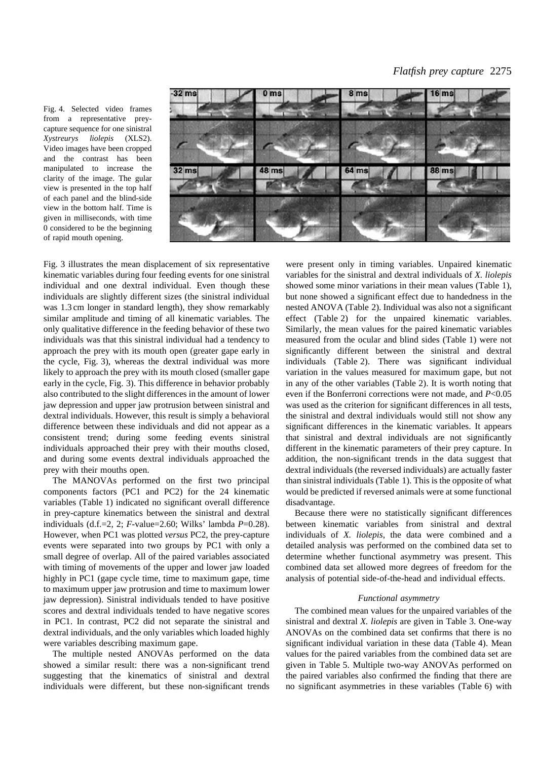Fig. 4. Selected video frames from a representative prey-capture sequence for one sinistral *Xystreurys liolepis* (XLS2). Video images have been cropped and the contrast has been manipulated to increase the clarity of the image. The gular view is presented in the top half of each panel and the blind-side view in the bottom half. Time is given in milliseconds, with time 0 considered to be the beginning of rapid mouth opening.

Fig. 3 illustrates the mean displacement of six representative kinematic variables during four feeding events for one sinistral individual and one dextral individual. Even though these individuals are slightly different sizes (the sinistral individual was 1.3 cm longer in standard length), they show remarkably similar amplitude and timing of all kinematic variables. The only qualitative difference in the feeding behavior of these two individuals was that this sinistral individual had a tendency to approach the prey with its mouth open (greater gape early in the cycle, Fig. 3), whereas the dextral individual was more likely to approach the prey with its mouth closed (smaller gape early in the cycle, Fig. 3). This difference in behavior probably also contributed to the slight differences in the amount of lower jaw depression and upper jaw protrusion between sinistral and dextral individuals. However, this result is simply a behavioral difference between these individuals and did not appear as a consistent trend; during some feeding events sinistral individuals approached their prey with their mouths closed, and during some events dextral individuals approached the prey with their mouths open.

The MANOVAs performed on the first two principal components factors (PC1 and PC2) for the 24 kinematic variables (Table 1) indicated no significant overall difference in prey-capture kinematics between the sinistral and dextral individuals (d.f.=2, 2; *F*-value=2.60; Wilks' lambda $P$=0.28). However, when PC1 was plotted *versus* PC2, the prey-capture events were separated into two groups by PC1 with only a small degree of overlap. All of the paired variables associated with timing of movements of the upper and lower jaw loaded highly in PC1 (gape cycle time, time to maximum gape, time to maximum upper jaw protrusion and time to maximum lower jaw depression). Sinistral individuals tended to have positive scores and dextral individuals tended to have negative scores in PC1. In contrast, PC2 did not separate the sinistral and dextral individuals, and the only variables which loaded highly were variables describing maximum gape.

The multiple nested ANOVAs performed on the data showed a similar result: there was a non-significant trend suggesting that the kinematics of sinistral and dextral individuals were different, but these non-significant trends were present only in timing variables. Unpaired kinematic variables for the sinistral and dextral individuals of *X. liolepis* showed some minor variations in their mean values (Table 1), but none showed a significant effect due to handedness in the nested ANOVA (Table 2). Individual was also not a significant effect (Table 2) for the unpaired kinematic variables. Similarly, the mean values for the paired kinematic variables measured from the ocular and blind sides (Table 1) were not significantly different between the sinistral and dextral individuals (Table 2). There was significant individual variation in the values measured for maximum gape, but not in any of the other variables (Table 2). It is worth noting that even if the Bonferroni corrections were not made, and $P$<0.05 was used as the criterion for significant differences in all tests, the sinistral and dextral individuals would still not show any significant differences in the kinematic variables. It appears that sinistral and dextral individuals are not significantly different in the kinematic parameters of their prey capture. In addition, the non-significant trends in the data suggest that dextral individuals (the reversed individuals) are actually faster than sinistral individuals (Table 1). This is the opposite of what would be predicted if reversed animals were at some functional disadvantage.

Because there were no statistically significant differences between kinematic variables from sinistral and dextral individuals of *X. liolepis*, the data were combined and a detailed analysis was performed on the combined data set to determine whether functional asymmetry was present. This combined data set allowed more degrees of freedom for the analysis of potential side-of-the-head and individual effects.

### *Functional asymmetry*

The combined mean values for the unpaired variables of the sinistral and dextral *X. liolepis* are given in Table 3. One-way ANOVAs on the combined data set confirms that there is no significant individual variation in these data (Table 4). Mean values for the paired variables from the combined data set are given in Table 5. Multiple two-way ANOVAs performed on the paired variables also confirmed the finding that there are no significant asymmetries in these variables (Table 6) with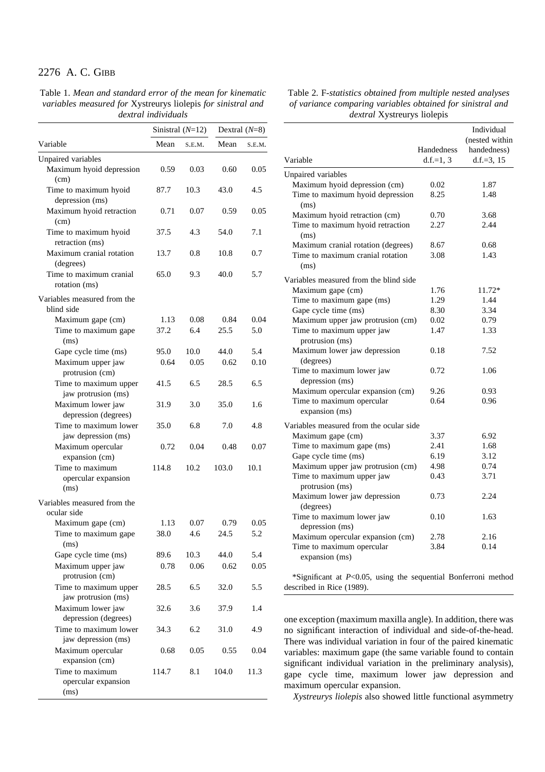Table 1. *Mean and standard error of the mean for kinematic variables measured for* Xystreurys liolepis *for sinistral and dextral individuals*

| Variable | Sinistral ($N$=12) | | Dextral ($N$=8) | |
|---|---|---|---|---|
| | Mean | S.E.M. | Mean | S.E.M. |
| **Unpaired variables** | | | | |
| Maximum hyoid depression (cm) | 0.59 | 0.03 | 0.60 | 0.05 |
| Time to maximum hyoid depression (ms) | 87.7 | 10.3 | 43.0 | 4.5 |
| Maximum hyoid retraction (cm) | 0.71 | 0.07 | 0.59 | 0.05 |
| Time to maximum hyoid retraction (ms) | 37.5 | 4.3 | 54.0 | 7.1 |
| Maximum cranial rotation (degrees) | 13.7 | 0.8 | 10.8 | 0.7 |
| Time to maximum cranial rotation (ms) | 65.0 | 9.3 | 40.0 | 5.7 |
| **Variables measured from the blind side** | | | | |
| Maximum gape (cm) | 1.13 | 0.08 | 0.84 | 0.04 |
| Time to maximum gape (ms) | 37.2 | 6.4 | 25.5 | 5.0 |
| Gape cycle time (ms) | 95.0 | 10.0 | 44.0 | 5.4 |
| Maximum upper jaw protrusion (cm) | 0.64 | 0.05 | 0.62 | 0.10 |
| Time to maximum upper jaw protrusion (ms) | 41.5 | 6.5 | 28.5 | 6.5 |
| Maximum lower jaw depression (degrees) | 31.9 | 3.0 | 35.0 | 1.6 |
| Time to maximum lower jaw depression (ms) | 35.0 | 6.8 | 7.0 | 4.8 |
| Maximum opercular expansion (cm) | 0.72 | 0.04 | 0.48 | 0.07 |
| Time to maximum opercular expansion (ms) | 114.8 | 10.2 | 103.0 | 10.1 |
| **Variables measured from the ocular side** | | | | |
| Maximum gape (cm) | 1.13 | 0.07 | 0.79 | 0.05 |
| Time to maximum gape (ms) | 38.0 | 4.6 | 24.5 | 5.2 |
| Gape cycle time (ms) | 89.6 | 10.3 | 44.0 | 5.4 |
| Maximum upper jaw protrusion (cm) | 0.78 | 0.06 | 0.62 | 0.05 |
| Time to maximum upper jaw protrusion (ms) | 28.5 | 6.5 | 32.0 | 5.5 |
| Maximum lower jaw depression (degrees) | 32.6 | 3.6 | 37.9 | 1.4 |
| Time to maximum lower jaw depression (ms) | 34.3 | 6.2 | 31.0 | 4.9 |
| Maximum opercular expansion (cm) | 0.68 | 0.05 | 0.55 | 0.04 |
| Time to maximum opercular expansion (ms) | 114.7 | 8.1 | 104.0 | 11.3 |

Table 2. F-*statistics obtained from multiple nested analyses of variance comparing variables obtained for sinistral and dextral* Xystreurys liolepis

| Variable | Handedness d.f.=1, 3 | Individual (nested within handedness) d.f.=3, 15 |
|---|---|---|
| **Unpaired variables** | | |
| Maximum hyoid depression (cm) | 0.02 | 1.87 |
| Time to maximum hyoid depression (ms) | 8.25 | 1.48 |
| Maximum hyoid retraction (cm) | 0.70 | 3.68 |
| Time to maximum hyoid retraction (ms) | 2.27 | 2.44 |
| Maximum cranial rotation (degrees) | 8.67 | 0.68 |
| Time to maximum cranial rotation (ms) | 3.08 | 1.43 |
| **Variables measured from the blind side** | | |
| Maximum gape (cm) | 1.76 | 11.72* |
| Time to maximum gape (ms) | 1.29 | 1.44 |
| Gape cycle time (ms) | 8.30 | 3.34 |
| Maximum upper jaw protrusion (cm) | 0.02 | 0.79 |
| Time to maximum upper jaw protrusion (ms) | 1.47 | 1.33 |
| Maximum lower jaw depression (degrees) | 0.18 | 7.52 |
| Time to maximum lower jaw depression (ms) | 0.72 | 1.06 |
| Maximum opercular expansion (cm) | 9.26 | 0.93 |
| Time to maximum opercular expansion (ms) | 0.64 | 0.96 |
| **Variables measured from the ocular side** | | |
| Maximum gape (cm) | 3.37 | 6.92 |
| Time to maximum gape (ms) | 2.41 | 1.68 |
| Gape cycle time (ms) | 6.19 | 3.12 |
| Maximum upper jaw protrusion (cm) | 4.98 | 0.74 |
| Time to maximum upper jaw protrusion (ms) | 0.43 | 3.71 |
| Maximum lower jaw depression (degrees) | 0.73 | 2.24 |
| Time to maximum lower jaw depression (ms) | 0.10 | 1.63 |
| Maximum opercular expansion (cm) | 2.78 | 2.16 |
| Time to maximum opercular expansion (ms) | 3.84 | 0.14 |

*Significant at $P$<0.05, using the sequential Bonferroni method described in Rice (1989).

one exception (maximum maxilla angle). In addition, there was no significant interaction of individual and side-of-the-head. There was individual variation in four of the paired kinematic variables: maximum gape (the same variable found to contain significant individual variation in the preliminary analysis), gape cycle time, maximum lower jaw depression and maximum opercular expansion.

*Xystreurys liolepis* also showed little functional asymmetry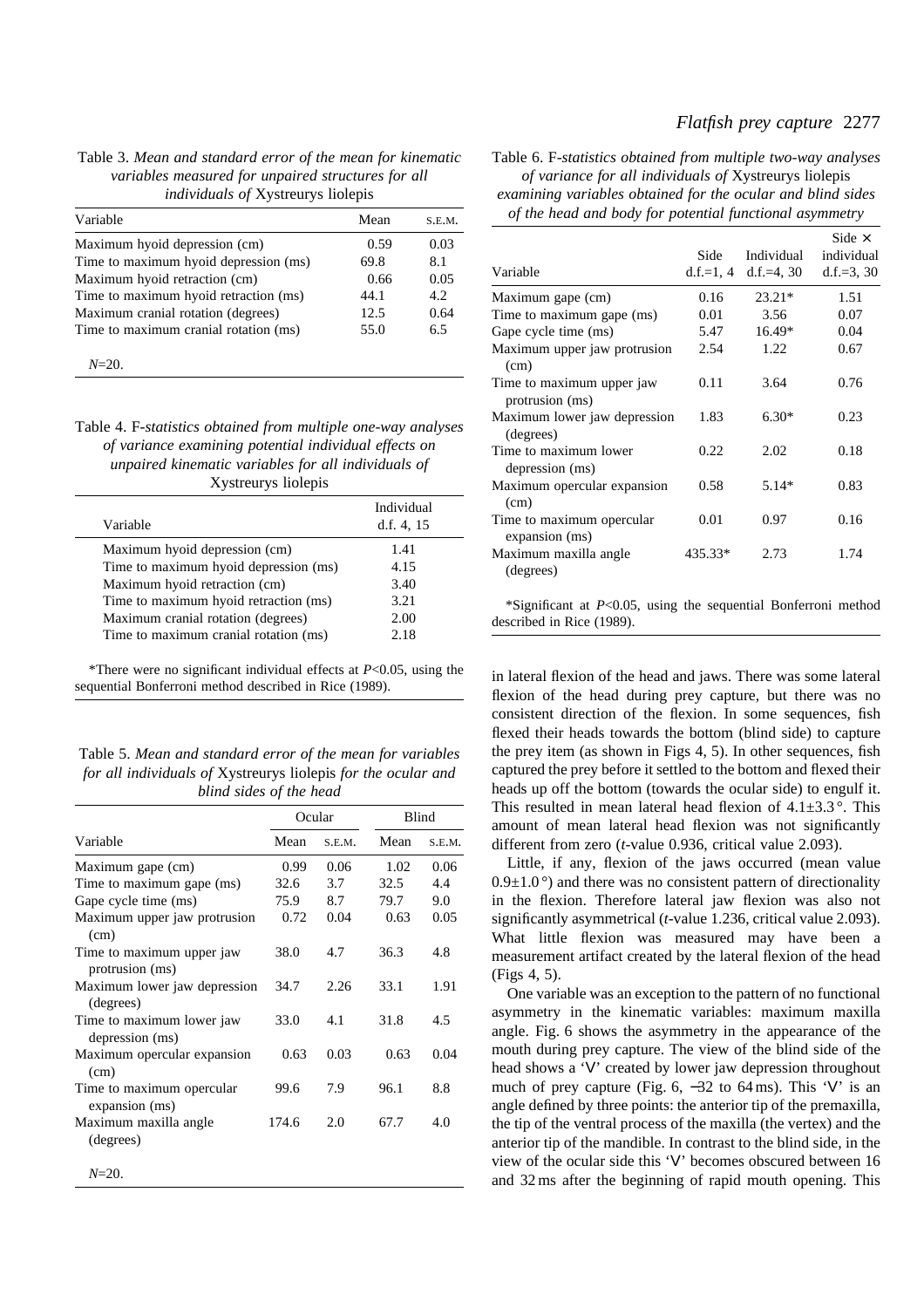Table 3. *Mean and standard error of the mean for kinematic variables measured for unpaired structures for all individuals of* Xystreurys liolepis

| Variable | Mean | S.E.M. |
|---|---|---|
| Maximum hyoid depression (cm) | 0.59 | 0.03 |
| Time to maximum hyoid depression (ms) | 69.8 | 8.1 |
| Maximum hyoid retraction (cm) | 0.66 | 0.05 |
| Time to maximum hyoid retraction (ms) | 44.1 | 4.2 |
| Maximum cranial rotation (degrees) | 12.5 | 0.64 |
| Time to maximum cranial rotation (ms) | 55.0 | 6.5 |

$N$=20.

Table 4. F-*statistics obtained from multiple one-way analyses of variance examining potential individual effects on unpaired kinematic variables for all individuals of* Xystreurys liolepis

| Variable | Individual d.f. 4, 15 |
|---|---|
| Maximum hyoid depression (cm) | 1.41 |
| Time to maximum hyoid depression (ms) | 4.15 |
| Maximum hyoid retraction (cm) | 3.40 |
| Time to maximum hyoid retraction (ms) | 3.21 |
| Maximum cranial rotation (degrees) | 2.00 |
| Time to maximum cranial rotation (ms) | 2.18 |

*There were no significant individual effects at $P$<0.05, using the sequential Bonferroni method described in Rice (1989).

Table 5. *Mean and standard error of the mean for variables for all individuals of* Xystreurys liolepis *for the ocular and blind sides of the head*

| | Ocular | | Blind | |
|---|---|---|---|---|
| Variable | Mean | S.E.M. | Mean | S.E.M. |
| Maximum gape (cm) | 0.99 | 0.06 | 1.02 | 0.06 |
| Time to maximum gape (ms) | 32.6 | 3.7 | 32.5 | 4.4 |
| Gape cycle time (ms) | 75.9 | 8.7 | 79.7 | 9.0 |
| Maximum upper jaw protrusion (cm) | 0.72 | 0.04 | 0.63 | 0.05 |
| Time to maximum upper jaw protrusion (ms) | 38.0 | 4.7 | 36.3 | 4.8 |
| Maximum lower jaw depression (degrees) | 34.7 | 2.26 | 33.1 | 1.91 |
| Time to maximum lower jaw depression (ms) | 33.0 | 4.1 | 31.8 | 4.5 |
| Maximum opercular expansion (cm) | 0.63 | 0.03 | 0.63 | 0.04 |
| Time to maximum opercular expansion (ms) | 99.6 | 7.9 | 96.1 | 8.8 |
| Maximum maxilla angle (degrees) | 174.6 | 2.0 | 67.7 | 4.0 |

$N$=20.

Table 6. F-*statistics obtained from multiple two-way analyses of variance for all individuals of* Xystreurys liolepis *examining variables obtained for the ocular and blind sides of the head and body for potential functional asymmetry*

| Variable | Side d.f.=1, 4 | Individual d.f.=4, 30 | Side × individual d.f.=3, 30 |
|---|---|---|---|
| Maximum gape (cm) | 0.16 | 23.21* | 1.51 |
| Time to maximum gape (ms) | 0.01 | 3.56 | 0.07 |
| Gape cycle time (ms) | 5.47 | 16.49* | 0.04 |
| Maximum upper jaw protrusion (cm) | 2.54 | 1.22 | 0.67 |
| Time to maximum upper jaw protrusion (ms) | 0.11 | 3.64 | 0.76 |
| Maximum lower jaw depression (degrees) | 1.83 | 6.30* | 0.23 |
| Time to maximum lower depression (ms) | 0.22 | 2.02 | 0.18 |
| Maximum opercular expansion (cm) | 0.58 | 5.14* | 0.83 |
| Time to maximum opercular expansion (ms) | 0.01 | 0.97 | 0.16 |
| Maximum maxilla angle (degrees) | 435.33* | 2.73 | 1.74 |

*Significant at $P$<0.05, using the sequential Bonferroni method described in Rice (1989).

in lateral flexion of the head and jaws. There was some lateral flexion of the head during prey capture, but there was no consistent direction of the flexion. In some sequences, fish flexed their heads towards the bottom (blind side) to capture the prey item (as shown in Figs 4, 5). In other sequences, fish captured the prey before it settled to the bottom and flexed their heads up off the bottom (towards the ocular side) to engulf it. This resulted in mean lateral head flexion of 4.1±3.3°. This amount of mean lateral head flexion was not significantly different from zero ($t$-value 0.936, critical value 2.093).

Little, if any, flexion of the jaws occurred (mean value 0.9±1.0°) and there was no consistent pattern of directionality in the flexion. Therefore lateral jaw flexion was also not significantly asymmetrical ($t$-value 1.236, critical value 2.093). What little flexion was measured may have been a measurement artifact created by the lateral flexion of the head (Figs 4, 5).

One variable was an exception to the pattern of no functional asymmetry in the kinematic variables: maximum maxilla angle. Fig. 6 shows the asymmetry in the appearance of the mouth during prey capture. The view of the blind side of the head shows a 'V' created by lower jaw depression throughout much of prey capture (Fig. 6, −32 to 64 ms). This 'V' is an angle defined by three points: the anterior tip of the premaxilla, the tip of the ventral process of the maxilla (the vertex) and the anterior tip of the mandible. In contrast to the blind side, in the view of the ocular side this 'V' becomes obscured between 16 and 32 ms after the beginning of rapid mouth opening. This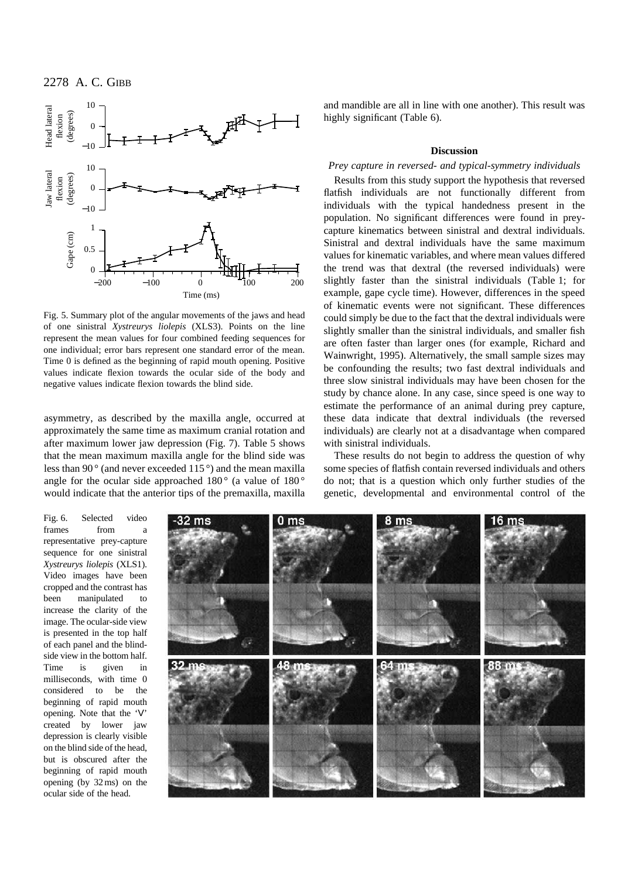Fig. 5. Summary plot of the angular movements of the jaws and head of one sinistral *Xystreurys liolepis* (XLS3). Points on the line represent the mean values for four combined feeding sequences for one individual; error bars represent one standard error of the mean. Time 0 is defined as the beginning of rapid mouth opening. Positive values indicate flexion towards the ocular side of the body and negative values indicate flexion towards the blind side.

asymmetry, as described by the maxilla angle, occurred at approximately the same time as maximum cranial rotation and after maximum lower jaw depression (Fig. 7). Table 5 shows that the mean maximum maxilla angle for the blind side was less than 90° (and never exceeded 115°) and the mean maxilla angle for the ocular side approached 180° (a value of 180° would indicate that the anterior tips of the premaxilla, maxilla and mandible are all in line with one another). This result was highly significant (Table 6).

## Discussion

### *Prey capture in reversed- and typical-symmetry individuals*

Results from this study support the hypothesis that reversed flatfish individuals are not functionally different from individuals with the typical handedness present in the population. No significant differences were found in prey-capture kinematics between sinistral and dextral individuals. Sinistral and dextral individuals have the same maximum values for kinematic variables, and where mean values differed the trend was that dextral (the reversed individuals) were slightly faster than the sinistral individuals (Table 1; for example, gape cycle time). However, differences in the speed of kinematic events were not significant. These differences could simply be due to the fact that the dextral individuals were slightly smaller than the sinistral individuals, and smaller fish are often faster than larger ones (for example, Richard and Wainwright, 1995). Alternatively, the small sample sizes may be confounding the results; two fast dextral individuals and three slow sinistral individuals may have been chosen for the study by chance alone. In any case, since speed is one way to estimate the performance of an animal during prey capture, these data indicate that dextral individuals (the reversed individuals) are clearly not at a disadvantage when compared with sinistral individuals.

These results do not begin to address the question of why some species of flatfish contain reversed individuals and others do not; that is a question which only further studies of the genetic, developmental and environmental control of the

Fig. 6. Selected video frames from a representative prey-capture sequence for one sinistral *Xystreurys liolepis* (XLS1). Video images have been cropped and the contrast has been manipulated to increase the clarity of the image. The ocular-side view is presented in the top half of each panel and the blind-side view in the bottom half. Time is given in milliseconds, with time 0 considered to be the beginning of rapid mouth opening. Note that the 'V' created by lower jaw depression is clearly visible on the blind side of the head, but is obscured after the beginning of rapid mouth opening (by 32 ms) on the ocular side of the head.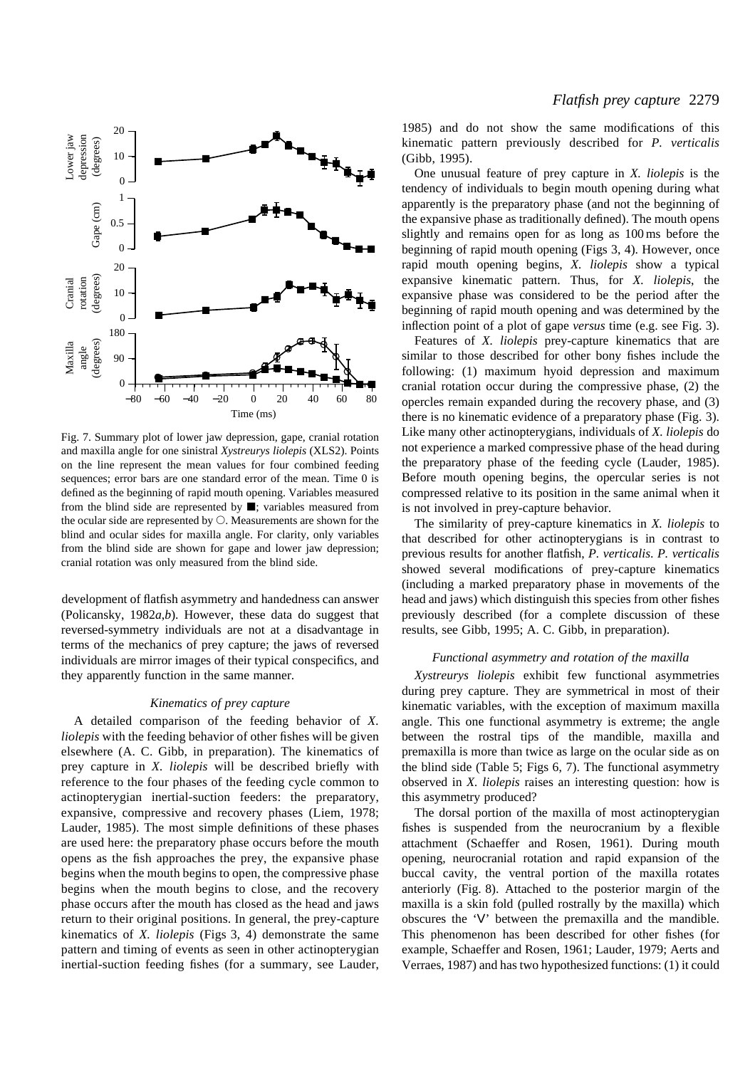Fig. 7. Summary plot of lower jaw depression, gape, cranial rotation and maxilla angle for one sinistral *Xystreurys liolepis* (XLS2). Points on the line represent the mean values for four combined feeding sequences; error bars are one standard error of the mean. Time 0 is defined as the beginning of rapid mouth opening. Variables measured from the blind side are represented by ■; variables measured from the ocular side are represented by ○. Measurements are shown for the blind and ocular sides for maxilla angle. For clarity, only variables from the blind side are shown for gape and lower jaw depression; cranial rotation was only measured from the blind side.

development of flatfish asymmetry and handedness can answer (Policansky, 1982*a*,*b*). However, these data do suggest that reversed-symmetry individuals are not at a disadvantage in terms of the mechanics of prey capture; the jaws of reversed individuals are mirror images of their typical conspecifics, and they apparently function in the same manner.

### *Kinematics of prey capture*

A detailed comparison of the feeding behavior of *X. liolepis* with the feeding behavior of other fishes will be given elsewhere (A. C. Gibb, in preparation). The kinematics of prey capture in *X. liolepis* will be described briefly with reference to the four phases of the feeding cycle common to actinopterygian inertial-suction feeders: the preparatory, expansive, compressive and recovery phases (Liem, 1978; Lauder, 1985). The most simple definitions of these phases are used here: the preparatory phase occurs before the mouth opens as the fish approaches the prey, the expansive phase begins when the mouth begins to open, the compressive phase begins when the mouth begins to close, and the recovery phase occurs after the mouth has closed as the head and jaws return to their original positions. In general, the prey-capture kinematics of *X. liolepis* (Figs 3, 4) demonstrate the same pattern and timing of events as seen in other actinopterygian inertial-suction feeding fishes (for a summary, see Lauder, 1985) and do not show the same modifications of this kinematic pattern previously described for *P. verticalis* (Gibb, 1995).

One unusual feature of prey capture in *X. liolepis* is the tendency of individuals to begin mouth opening during what apparently is the preparatory phase (and not the beginning of the expansive phase as traditionally defined). The mouth opens slightly and remains open for as long as 100 ms before the beginning of rapid mouth opening (Figs 3, 4). However, once rapid mouth opening begins, *X. liolepis* show a typical expansive kinematic pattern. Thus, for *X. liolepis*, the expansive phase was considered to be the period after the beginning of rapid mouth opening and was determined by the inflection point of a plot of gape *versus* time (e.g. see Fig. 3).

Features of *X. liolepis* prey-capture kinematics that are similar to those described for other bony fishes include the following: (1) maximum hyoid depression and maximum cranial rotation occur during the compressive phase, (2) the opercles remain expanded during the recovery phase, and (3) there is no kinematic evidence of a preparatory phase (Fig. 3). Like many other actinopterygians, individuals of *X. liolepis* do not experience a marked compressive phase of the head during the preparatory phase of the feeding cycle (Lauder, 1985). Before mouth opening begins, the opercular series is not compressed relative to its position in the same animal when it is not involved in prey-capture behavior.

The similarity of prey-capture kinematics in *X. liolepis* to that described for other actinopterygians is in contrast to previous results for another flatfish, *P. verticalis*. *P. verticalis* showed several modifications of prey-capture kinematics (including a marked preparatory phase in movements of the head and jaws) which distinguish this species from other fishes previously described (for a complete discussion of these results, see Gibb, 1995; A. C. Gibb, in preparation).

### *Functional asymmetry and rotation of the maxilla*

*Xystreurys liolepis* exhibit few functional asymmetries during prey capture. They are symmetrical in most of their kinematic variables, with the exception of maximum maxilla angle. This one functional asymmetry is extreme; the angle between the rostral tips of the mandible, maxilla and premaxilla is more than twice as large on the ocular side as on the blind side (Table 5; Figs 6, 7). The functional asymmetry observed in *X. liolepis* raises an interesting question: how is this asymmetry produced?

The dorsal portion of the maxilla of most actinopterygian fishes is suspended from the neurocranium by a flexible attachment (Schaeffer and Rosen, 1961). During mouth opening, neurocranial rotation and rapid expansion of the buccal cavity, the ventral portion of the maxilla rotates anteriorly (Fig. 8). Attached to the posterior margin of the maxilla is a skin fold (pulled rostrally by the maxilla) which obscures the 'V' between the premaxilla and the mandible. This phenomenon has been described for other fishes (for example, Schaeffer and Rosen, 1961; Lauder, 1979; Aerts and Verraes, 1987) and has two hypothesized functions: (1) it could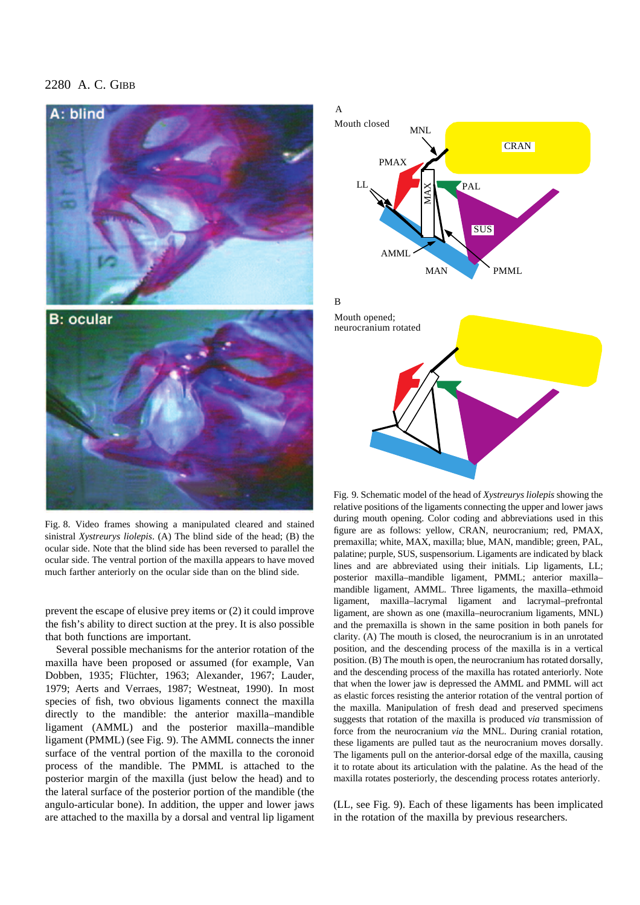Fig. 8. Video frames showing a manipulated cleared and stained sinistral *Xystreurys liolepis*. (A) The blind side of the head; (B) the ocular side. Note that the blind side has been reversed to parallel the ocular side. The ventral portion of the maxilla appears to have moved much farther anteriorly on the ocular side than on the blind side.

Fig. 9. Schematic model of the head of *Xystreurys liolepis* showing the relative positions of the ligaments connecting the upper and lower jaws during mouth opening. Color coding and abbreviations used in this figure are as follows: yellow, CRAN, neurocranium; red, PMAX, premaxilla; white, MAX, maxilla; blue, MAN, mandible; green, PAL, palatine; purple, SUS, suspensorium. Ligaments are indicated by black lines and are abbreviated using their initials. Lip ligaments, LL; posterior maxilla–mandible ligament, PMML; anterior maxilla–mandible ligament, AMML. Three ligaments, the maxilla–ethmoid ligament, maxilla–lacrymal ligament and lacrymal–prefrontal ligament, are shown as one (maxilla–neurocranium ligaments, MNL) and the premaxilla is shown in the same position in both panels for clarity. (A) The mouth is closed, the neurocranium is in an unrotated position, and the descending process of the maxilla is in a vertical position. (B) The mouth is open, the neurocranium has rotated dorsally, and the descending process of the maxilla has rotated anteriorly. Note that when the lower jaw is depressed the AMML and PMML will act as elastic forces resisting the anterior rotation of the ventral portion of the maxilla. Manipulation of fresh dead and preserved specimens suggests that rotation of the maxilla is produced *via* transmission of force from the neurocranium *via* the MNL. During cranial rotation, these ligaments are pulled taut as the neurocranium moves dorsally. The ligaments pull on the anterior-dorsal edge of the maxilla, causing it to rotate about its articulation with the palatine. As the head of the maxilla rotates posteriorly, the descending process rotates anteriorly.

prevent the escape of elusive prey items or (2) it could improve the fish's ability to direct suction at the prey. It is also possible that both functions are important.

Several possible mechanisms for the anterior rotation of the maxilla have been proposed or assumed (for example, Van Dobben, 1935; Flüchter, 1963; Alexander, 1967; Lauder, 1979; Aerts and Verraes, 1987; Westneat, 1990). In most species of fish, two obvious ligaments connect the maxilla directly to the mandible: the anterior maxilla–mandible ligament (AMML) and the posterior maxilla–mandible ligament (PMML) (see Fig. 9). The AMML connects the inner surface of the ventral portion of the maxilla to the coronoid process of the mandible. The PMML is attached to the posterior margin of the maxilla (just below the head) and to the lateral surface of the posterior portion of the mandible (the angulo-articular bone). In addition, the upper and lower jaws are attached to the maxilla by a dorsal and ventral lip ligament (LL, see Fig. 9). Each of these ligaments has been implicated in the rotation of the maxilla by previous researchers.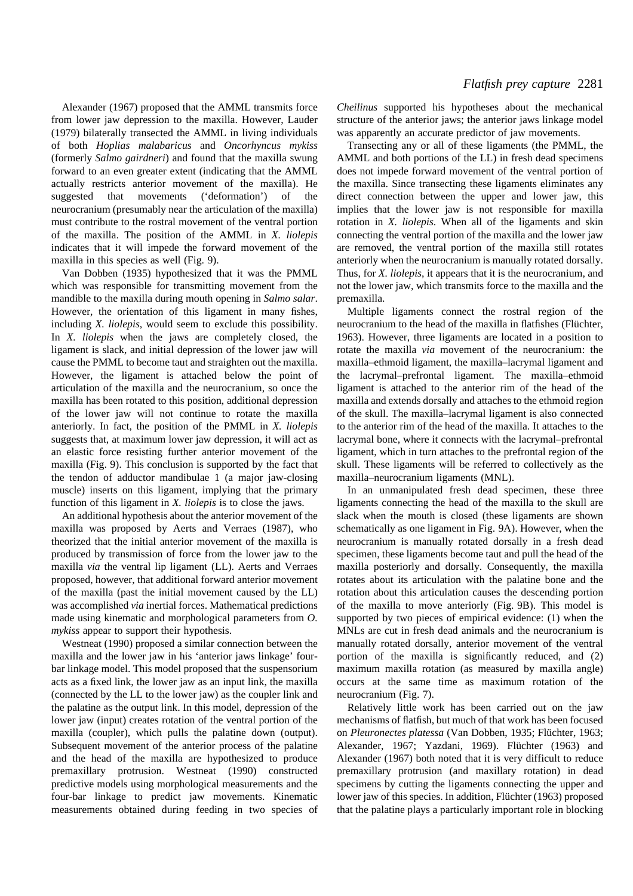Alexander (1967) proposed that the AMML transmits force from lower jaw depression to the maxilla. However, Lauder (1979) bilaterally transected the AMML in living individuals of both *Hoplias malabaricus* and *Oncorhyncus mykiss* (formerly *Salmo gairdneri*) and found that the maxilla swung forward to an even greater extent (indicating that the AMML actually restricts anterior movement of the maxilla). He suggested that movements ('deformation') of the neurocranium (presumably near the articulation of the maxilla) must contribute to the rostral movement of the ventral portion of the maxilla. The position of the AMML in *X. liolepis* indicates that it will impede the forward movement of the maxilla in this species as well (Fig. 9).

Van Dobben (1935) hypothesized that it was the PMML which was responsible for transmitting movement from the mandible to the maxilla during mouth opening in *Salmo salar*. However, the orientation of this ligament in many fishes, including *X. liolepis*, would seem to exclude this possibility. In *X. liolepis* when the jaws are completely closed, the ligament is slack, and initial depression of the lower jaw will cause the PMML to become taut and straighten out the maxilla. However, the ligament is attached below the point of articulation of the maxilla and the neurocranium, so once the maxilla has been rotated to this position, additional depression of the lower jaw will not continue to rotate the maxilla anteriorly. In fact, the position of the PMML in *X. liolepis* suggests that, at maximum lower jaw depression, it will act as an elastic force resisting further anterior movement of the maxilla (Fig. 9). This conclusion is supported by the fact that the tendon of adductor mandibulae 1 (a major jaw-closing muscle) inserts on this ligament, implying that the primary function of this ligament in *X. liolepis* is to close the jaws.

An additional hypothesis about the anterior movement of the maxilla was proposed by Aerts and Verraes (1987), who theorized that the initial anterior movement of the maxilla is produced by transmission of force from the lower jaw to the maxilla *via* the ventral lip ligament (LL). Aerts and Verraes proposed, however, that additional forward anterior movement of the maxilla (past the initial movement caused by the LL) was accomplished *via* inertial forces. Mathematical predictions made using kinematic and morphological parameters from *O. mykiss* appear to support their hypothesis.

Westneat (1990) proposed a similar connection between the maxilla and the lower jaw in his 'anterior jaws linkage' four-bar linkage model. This model proposed that the suspensorium acts as a fixed link, the lower jaw as an input link, the maxilla (connected by the LL to the lower jaw) as the coupler link and the palatine as the output link. In this model, depression of the lower jaw (input) creates rotation of the ventral portion of the maxilla (coupler), which pulls the palatine down (output). Subsequent movement of the anterior process of the palatine and the head of the maxilla are hypothesized to produce premaxillary protrusion. Westneat (1990) constructed predictive models using morphological measurements and the four-bar linkage to predict jaw movements. Kinematic measurements obtained during feeding in two species of *Cheilinus* supported his hypotheses about the mechanical structure of the anterior jaws; the anterior jaws linkage model was apparently an accurate predictor of jaw movements.

Transecting any or all of these ligaments (the PMML, the AMML and both portions of the LL) in fresh dead specimens does not impede forward movement of the ventral portion of the maxilla. Since transecting these ligaments eliminates any direct connection between the upper and lower jaw, this implies that the lower jaw is not responsible for maxilla rotation in *X. liolepis*. When all of the ligaments and skin connecting the ventral portion of the maxilla and the lower jaw are removed, the ventral portion of the maxilla still rotates anteriorly when the neurocranium is manually rotated dorsally. Thus, for *X. liolepis*, it appears that it is the neurocranium, and not the lower jaw, which transmits force to the maxilla and the premaxilla.

Multiple ligaments connect the rostral region of the neurocranium to the head of the maxilla in flatfishes (Flüchter, 1963). However, three ligaments are located in a position to rotate the maxilla *via* movement of the neurocranium: the maxilla–ethmoid ligament, the maxilla–lacrymal ligament and the lacrymal–prefrontal ligament. The maxilla–ethmoid ligament is attached to the anterior rim of the head of the maxilla and extends dorsally and attaches to the ethmoid region of the skull. The maxilla–lacrymal ligament is also connected to the anterior rim of the head of the maxilla. It attaches to the lacrymal bone, where it connects with the lacrymal–prefrontal ligament, which in turn attaches to the prefrontal region of the skull. These ligaments will be referred to collectively as the maxilla–neurocranium ligaments (MNL).

In an unmanipulated fresh dead specimen, these three ligaments connecting the head of the maxilla to the skull are slack when the mouth is closed (these ligaments are shown schematically as one ligament in Fig. 9A). However, when the neurocranium is manually rotated dorsally in a fresh dead specimen, these ligaments become taut and pull the head of the maxilla posteriorly and dorsally. Consequently, the maxilla rotates about its articulation with the palatine bone and the rotation about this articulation causes the descending portion of the maxilla to move anteriorly (Fig. 9B). This model is supported by two pieces of empirical evidence: (1) when the MNLs are cut in fresh dead animals and the neurocranium is manually rotated dorsally, anterior movement of the ventral portion of the maxilla is significantly reduced, and (2) maximum maxilla rotation (as measured by maxilla angle) occurs at the same time as maximum rotation of the neurocranium (Fig. 7).

Relatively little work has been carried out on the jaw mechanisms of flatfish, but much of that work has been focused on *Pleuronectes platessa* (Van Dobben, 1935; Flüchter, 1963; Alexander, 1967; Yazdani, 1969). Flüchter (1963) and Alexander (1967) both noted that it is very difficult to reduce premaxillary protrusion (and maxillary rotation) in dead specimens by cutting the ligaments connecting the upper and lower jaw of this species. In addition, Flüchter (1963) proposed that the palatine plays a particularly important role in blocking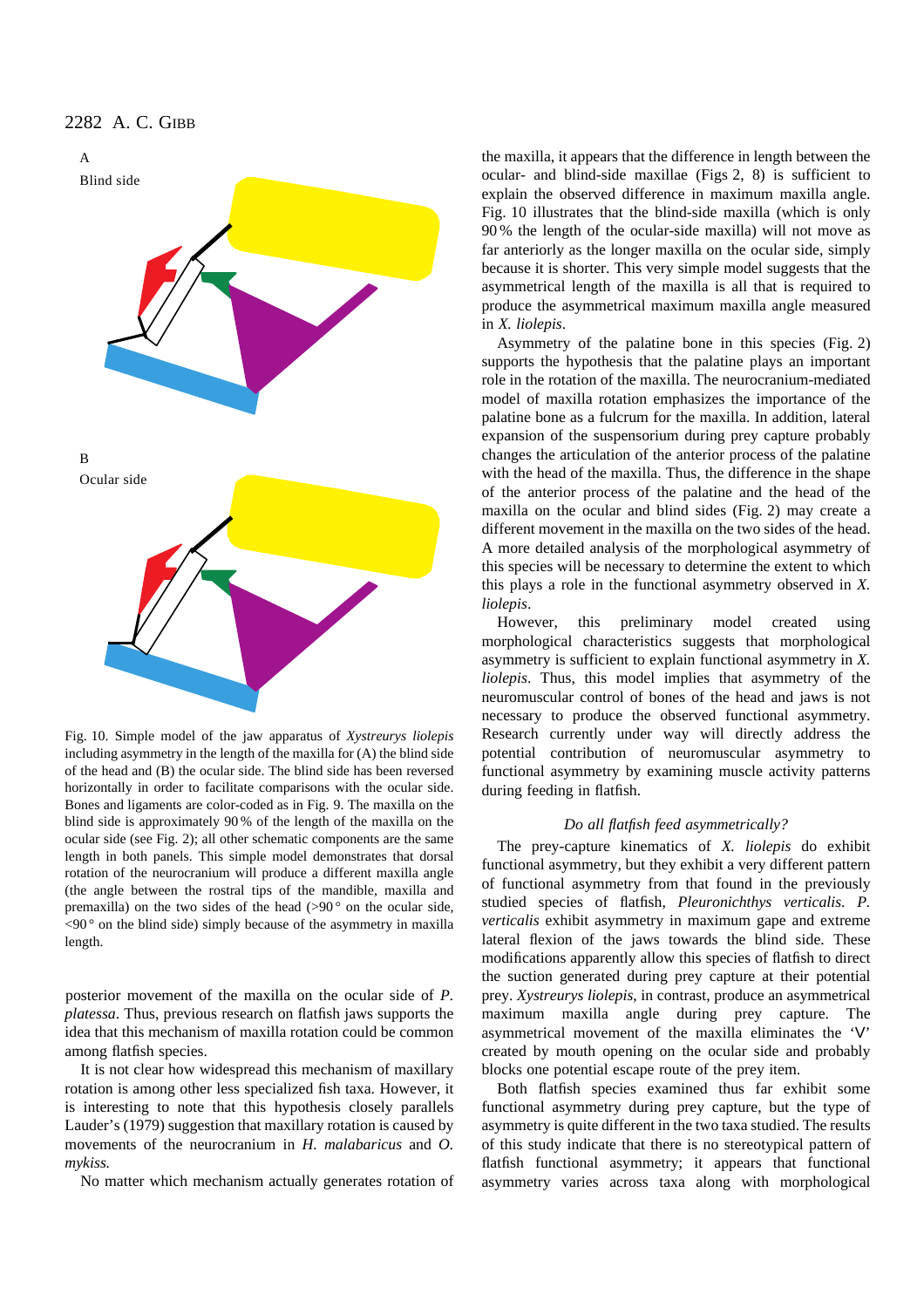A

Blind side

B

Ocular side

Fig. 10. Simple model of the jaw apparatus of *Xystreurys liolepis* including asymmetry in the length of the maxilla for (A) the blind side of the head and (B) the ocular side. The blind side has been reversed horizontally in order to facilitate comparisons with the ocular side. Bones and ligaments are color-coded as in Fig. 9. The maxilla on the blind side is approximately 90 % of the length of the maxilla on the ocular side (see Fig. 2); all other schematic components are the same length in both panels. This simple model demonstrates that dorsal rotation of the neurocranium will produce a different maxilla angle (the angle between the rostral tips of the mandible, maxilla and premaxilla) on the two sides of the head (>90 ° on the ocular side, <90 ° on the blind side) simply because of the asymmetry in maxilla length.

posterior movement of the maxilla on the ocular side of *P. platessa*. Thus, previous research on flatfish jaws supports the idea that this mechanism of maxilla rotation could be common among flatfish species.

It is not clear how widespread this mechanism of maxillary rotation is among other less specialized fish taxa. However, it is interesting to note that this hypothesis closely parallels Lauder's (1979) suggestion that maxillary rotation is caused by movements of the neurocranium in *H. malabaricus* and *O. mykiss.*

No matter which mechanism actually generates rotation of the maxilla, it appears that the difference in length between the ocular- and blind-side maxillae (Figs 2, 8) is sufficient to explain the observed difference in maximum maxilla angle. Fig. 10 illustrates that the blind-side maxilla (which is only 90 % the length of the ocular-side maxilla) will not move as far anteriorly as the longer maxilla on the ocular side, simply because it is shorter. This very simple model suggests that the asymmetrical length of the maxilla is all that is required to produce the asymmetrical maximum maxilla angle measured in *X. liolepis*.

Asymmetry of the palatine bone in this species (Fig. 2) supports the hypothesis that the palatine plays an important role in the rotation of the maxilla. The neurocranium-mediated model of maxilla rotation emphasizes the importance of the palatine bone as a fulcrum for the maxilla. In addition, lateral expansion of the suspensorium during prey capture probably changes the articulation of the anterior process of the palatine with the head of the maxilla. Thus, the difference in the shape of the anterior process of the palatine and the head of the maxilla on the ocular and blind sides (Fig. 2) may create a different movement in the maxilla on the two sides of the head. A more detailed analysis of the morphological asymmetry of this species will be necessary to determine the extent to which this plays a role in the functional asymmetry observed in *X. liolepis*.

However, this preliminary model created using morphological characteristics suggests that morphological asymmetry is sufficient to explain functional asymmetry in *X. liolepis*. Thus, this model implies that asymmetry of the neuromuscular control of bones of the head and jaws is not necessary to produce the observed functional asymmetry. Research currently under way will directly address the potential contribution of neuromuscular asymmetry to functional asymmetry by examining muscle activity patterns during feeding in flatfish.

### *Do all flatfish feed asymmetrically?*

The prey-capture kinematics of *X. liolepis* do exhibit functional asymmetry, but they exhibit a very different pattern of functional asymmetry from that found in the previously studied species of flatfish, *Pleuronichthys verticalis*. *P. verticalis* exhibit asymmetry in maximum gape and extreme lateral flexion of the jaws towards the blind side. These modifications apparently allow this species of flatfish to direct the suction generated during prey capture at their potential prey. *Xystreurys liolepis*, in contrast, produce an asymmetrical maximum maxilla angle during prey capture. The asymmetrical movement of the maxilla eliminates the 'V' created by mouth opening on the ocular side and probably blocks one potential escape route of the prey item.

Both flatfish species examined thus far exhibit some functional asymmetry during prey capture, but the type of asymmetry is quite different in the two taxa studied. The results of this study indicate that there is no stereotypical pattern of flatfish functional asymmetry; it appears that functional asymmetry varies across taxa along with morphological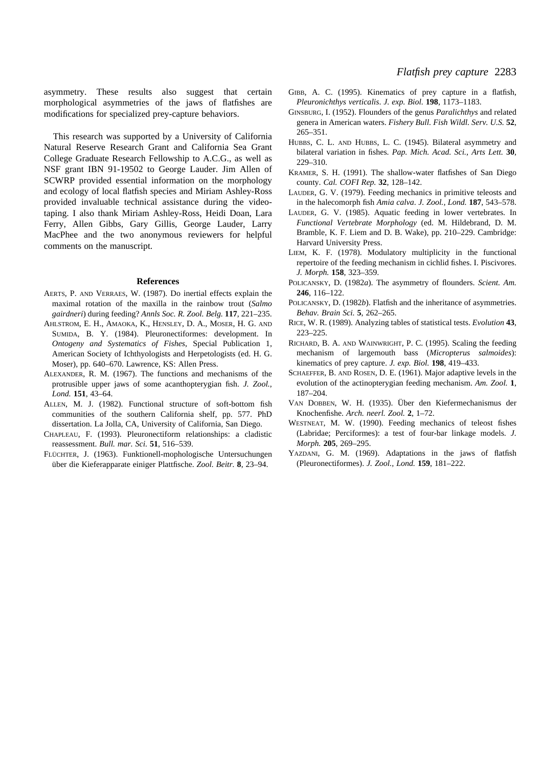asymmetry. These results also suggest that certain morphological asymmetries of the jaws of flatfishes are modifications for specialized prey-capture behaviors.

This research was supported by a University of California Natural Reserve Research Grant and California Sea Grant College Graduate Research Fellowship to A.C.G., as well as NSF grant IBN 91-19502 to George Lauder. Jim Allen of SCWRP provided essential information on the morphology and ecology of local flatfish species and Miriam Ashley-Ross provided invaluable technical assistance during the videotaping. I also thank Miriam Ashley-Ross, Heidi Doan, Lara Ferry, Allen Gibbs, Gary Gillis, George Lauder, Larry MacPhee and the two anonymous reviewers for helpful comments on the manuscript.

## References

AERTS, P. AND VERRAES, W. (1987). Do inertial effects explain the maximal rotation of the maxilla in the rainbow trout (*Salmo gairdneri*) during feeding? *Annls Soc. R. Zool. Belg.* **117**, 221–235.

AHLSTROM, E. H., AMAOKA, K., HENSLEY, D. A., MOSER, H. G. AND SUMIDA, B. Y. (1984). Pleuronectiformes: development. In *Ontogeny and Systematics of Fishes*, Special Publication 1, American Society of Ichthyologists and Herpetologists (ed. H. G. Moser), pp. 640–670. Lawrence, KS: Allen Press.

ALEXANDER, R. M. (1967). The functions and mechanisms of the protrusible upper jaws of some acanthopterygian fish. *J. Zool., Lond.* **151**, 43–64.

ALLEN, M. J. (1982). Functional structure of soft-bottom fish communities of the southern California shelf, pp. 577. PhD dissertation. La Jolla, CA, University of California, San Diego.

CHAPLEAU, F. (1993). Pleuronectiform relationships: a cladistic reassessment. *Bull. mar. Sci.* **51**, 516–539.

FLÜCHTER, J. (1963). Funktionell-mophologische Untersuchungen über die Kieferapparate einiger Plattfische. *Zool. Beitr.* **8**, 23–94.

GIBB, A. C. (1995). Kinematics of prey capture in a flatfish, *Pleuronichthys verticalis*. *J. exp. Biol.* **198**, 1173–1183.

GINSBURG, I. (1952). Flounders of the genus *Paralichthys* and related genera in American waters. *Fishery Bull. Fish Wildl. Serv. U.S.* **52**, 265–351.

HUBBS, C. L. AND HUBBS, L. C. (1945). Bilateral asymmetry and bilateral variation in fishes. *Pap. Mich. Acad. Sci., Arts Lett.* **30**, 229–310.

KRAMER, S. H. (1991). The shallow-water flatfishes of San Diego county. *Cal. COFI Rep.* **32**, 128–142.

LAUDER, G. V. (1979). Feeding mechanics in primitive teleosts and in the halecomorph fish *Amia calva*. *J. Zool., Lond.* **187**, 543–578.

LAUDER, G. V. (1985). Aquatic feeding in lower vertebrates. In *Functional Vertebrate Morphology* (ed. M. Hildebrand, D. M. Bramble, K. F. Liem and D. B. Wake), pp. 210–229. Cambridge: Harvard University Press.

LIEM, K. F. (1978). Modulatory multiplicity in the functional repertoire of the feeding mechanism in cichlid fishes. I. Piscivores. *J. Morph.* **158**, 323–359.

POLICANSKY, D. (1982*a*). The asymmetry of flounders. *Scient. Am.* **246**, 116–122.

POLICANSKY, D. (1982*b*). Flatfish and the inheritance of asymmetries. *Behav. Brain Sci.* **5**, 262–265.

RICE, W. R. (1989). Analyzing tables of statistical tests. *Evolution* **43**, 223–225.

RICHARD, B. A. AND WAINWRIGHT, P. C. (1995). Scaling the feeding mechanism of largemouth bass (*Micropterus salmoides*): kinematics of prey capture. *J. exp. Biol.* **198**, 419–433.

SCHAEFFER, B. AND ROSEN, D. E. (1961). Major adaptive levels in the evolution of the actinopterygian feeding mechanism. *Am. Zool.* **1**, 187–204.

VAN DOBBEN, W. H. (1935). Über den Kiefermechanismus der Knochenfishe. *Arch. neerl. Zool.* **2**, 1–72.

WESTNEAT, M. W. (1990). Feeding mechanics of teleost fishes (Labridae; Perciformes): a test of four-bar linkage models. *J. Morph.* **205**, 269–295.

YAZDANI, G. M. (1969). Adaptations in the jaws of flatfish (Pleuronectiformes). *J. Zool., Lond.* **159**, 181–222.